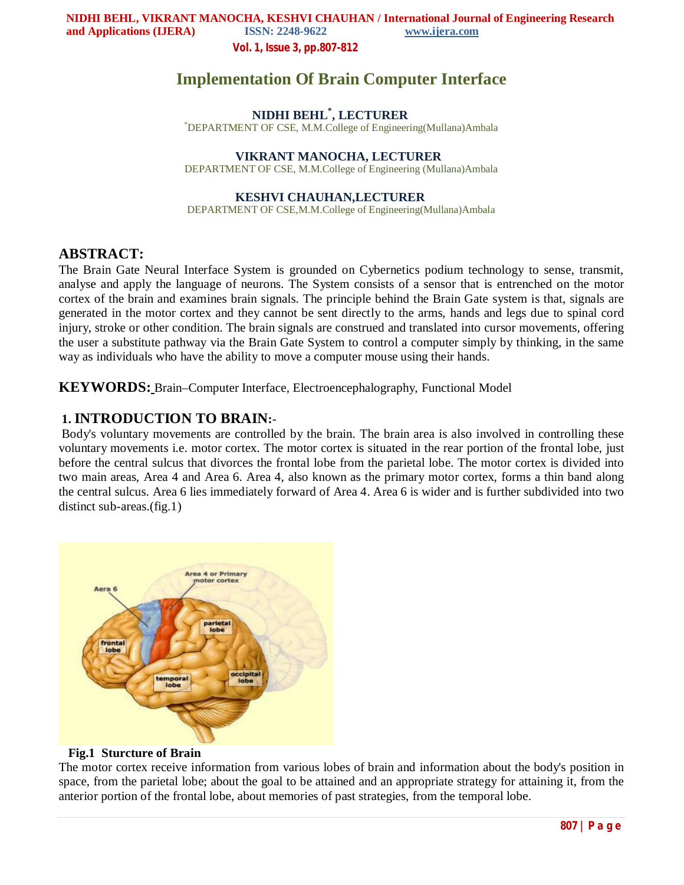# Implementation Of Brain Computer Interface

**NIDHI BEHL*, LECTURER**
*DEPARTMENT OF CSE, M.M.College of Engineering(Mullana)Ambala

**VIKRANT MANOCHA, LECTURER**
DEPARTMENT OF CSE, M.M.College of Engineering (Mullana)Ambala

**KESHVI CHAUHAN,LECTURER**
DEPARTMENT OF CSE,M.M.College of Engineering(Mullana)Ambala

## ABSTRACT:

The Brain Gate Neural Interface System is grounded on Cybernetics podium technology to sense, transmit, analyse and apply the language of neurons. The System consists of a sensor that is entrenched on the motor cortex of the brain and examines brain signals. The principle behind the Brain Gate system is that, signals are generated in the motor cortex and they cannot be sent directly to the arms, hands and legs due to spinal cord injury, stroke or other condition. The brain signals are construed and translated into cursor movements, offering the user a substitute pathway via the Brain Gate System to control a computer simply by thinking, in the same way as individuals who have the ability to move a computer mouse using their hands.

**KEYWORDS:** Brain–Computer Interface, Electroencephalography, Functional Model

## 1. INTRODUCTION TO BRAIN:-

Body's voluntary movements are controlled by the brain. The brain area is also involved in controlling these voluntary movements i.e. motor cortex. The motor cortex is situated in the rear portion of the frontal lobe, just before the central sulcus that divorces the frontal lobe from the parietal lobe. The motor cortex is divided into two main areas, Area 4 and Area 6. Area 4, also known as the primary motor cortex, forms a thin band along the central sulcus. Area 6 lies immediately forward of Area 4. Area 6 is wider and is further subdivided into two distinct sub-areas.(fig.1)

**Fig.1 Sturcture of Brain**

The motor cortex receive information from various lobes of brain and information about the body's position in space, from the parietal lobe; about the goal to be attained and an appropriate strategy for attaining it, from the anterior portion of the frontal lobe, about memories of past strategies, from the temporal lobe.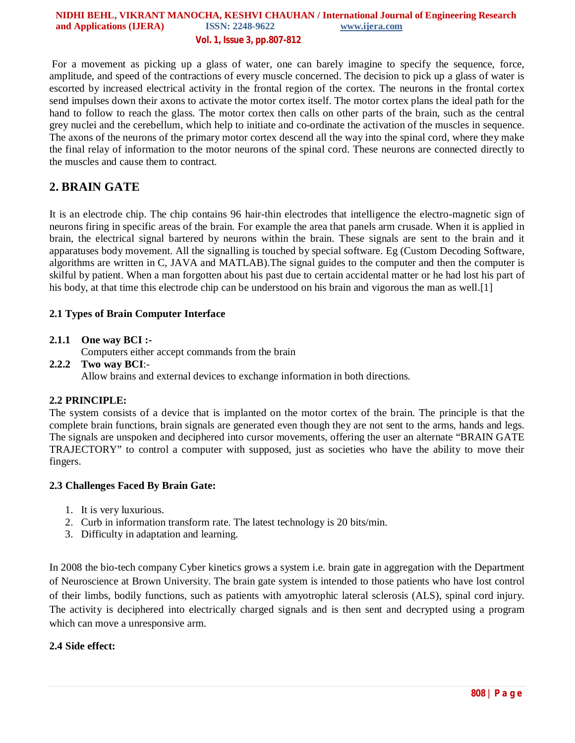For a movement as picking up a glass of water, one can barely imagine to specify the sequence, force, amplitude, and speed of the contractions of every muscle concerned. The decision to pick up a glass of water is escorted by increased electrical activity in the frontal region of the cortex. The neurons in the frontal cortex send impulses down their axons to activate the motor cortex itself. The motor cortex plans the ideal path for the hand to follow to reach the glass. The motor cortex then calls on other parts of the brain, such as the central grey nuclei and the cerebellum, which help to initiate and co-ordinate the activation of the muscles in sequence. The axons of the neurons of the primary motor cortex descend all the way into the spinal cord, where they make the final relay of information to the motor neurons of the spinal cord. These neurons are connected directly to the muscles and cause them to contract.

## 2. BRAIN GATE

It is an electrode chip. The chip contains 96 hair-thin electrodes that intelligence the electro-magnetic sign of neurons firing in specific areas of the brain. For example the area that panels arm crusade. When it is applied in brain, the electrical signal bartered by neurons within the brain. These signals are sent to the brain and it apparatuses body movement. All the signalling is touched by special software. Eg (Custom Decoding Software, algorithms are written in C, JAVA and MATLAB).The signal guides to the computer and then the computer is skilful by patient. When a man forgotten about his past due to certain accidental matter or he had lost his part of his body, at that time this electrode chip can be understood on his brain and vigorous the man as well.[1]

### 2.1 Types of Brain Computer Interface

**2.1.1 One way BCI :-**
Computers either accept commands from the brain

**2.2.2 Two way BCI**:-
Allow brains and external devices to exchange information in both directions.

### 2.2 PRINCIPLE:

The system consists of a device that is implanted on the motor cortex of the brain. The principle is that the complete brain functions, brain signals are generated even though they are not sent to the arms, hands and legs. The signals are unspoken and deciphered into cursor movements, offering the user an alternate "BRAIN GATE TRAJECTORY" to control a computer with supposed, just as societies who have the ability to move their fingers.

### 2.3 Challenges Faced By Brain Gate:

1. It is very luxurious.
2. Curb in information transform rate. The latest technology is 20 bits/min.
3. Difficulty in adaptation and learning.

In 2008 the bio-tech company Cyber kinetics grows a system i.e. brain gate in aggregation with the Department of Neuroscience at Brown University. The brain gate system is intended to those patients who have lost control of their limbs, bodily functions, such as patients with amyotrophic lateral sclerosis (ALS), spinal cord injury. The activity is deciphered into electrically charged signals and is then sent and decrypted using a program which can move a unresponsive arm.

### 2.4 Side effect: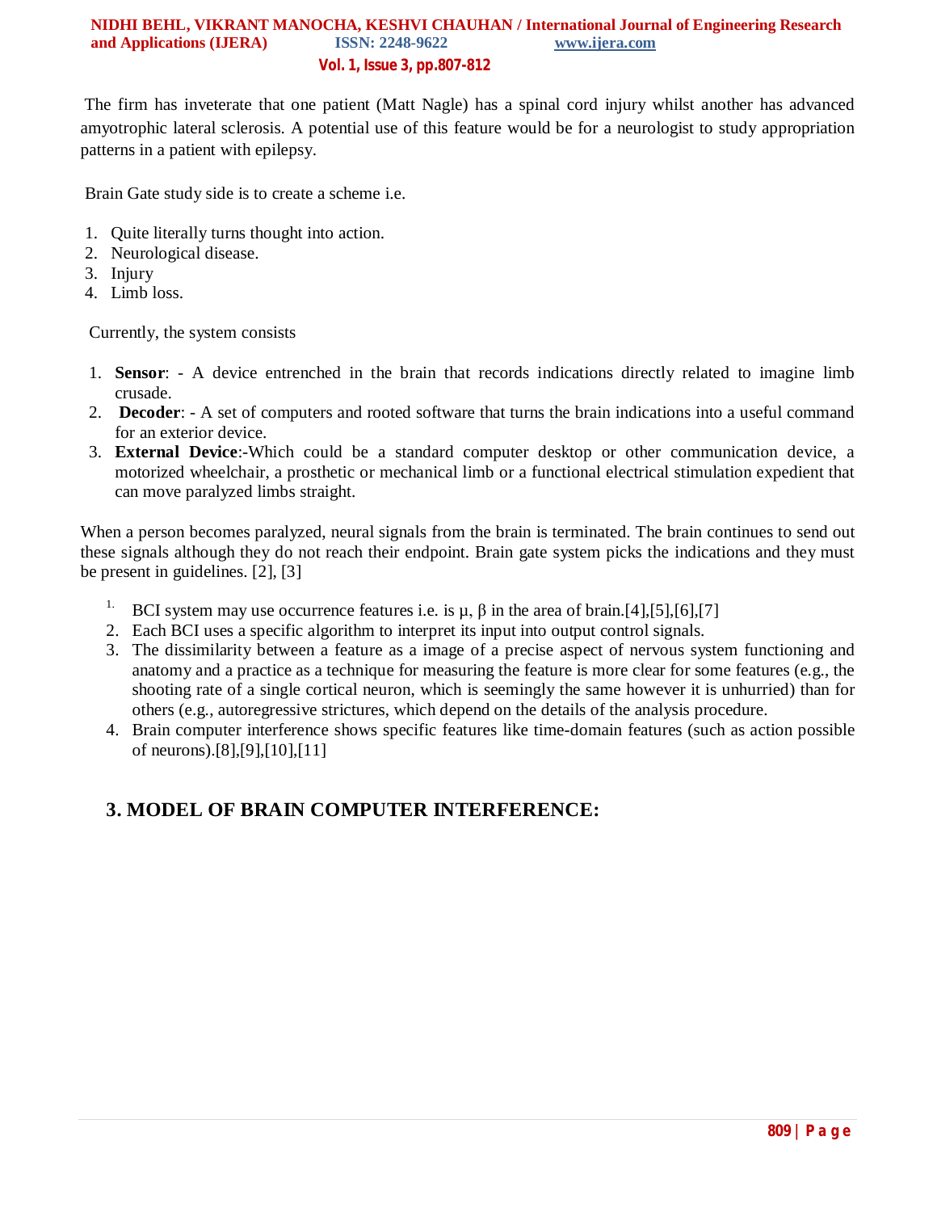The firm has inveterate that one patient (Matt Nagle) has a spinal cord injury whilst another has advanced amyotrophic lateral sclerosis. A potential use of this feature would be for a neurologist to study appropriation patterns in a patient with epilepsy.

Brain Gate study side is to create a scheme i.e.

1. Quite literally turns thought into action.
2. Neurological disease.
3. Injury
4. Limb loss.

Currently, the system consists

1. **Sensor**: - A device entrenched in the brain that records indications directly related to imagine limb crusade.
2. **Decoder**: - A set of computers and rooted software that turns the brain indications into a useful command for an exterior device.
3. **External Device**:-Which could be a standard computer desktop or other communication device, a motorized wheelchair, a prosthetic or mechanical limb or a functional electrical stimulation expedient that can move paralyzed limbs straight.

When a person becomes paralyzed, neural signals from the brain is terminated. The brain continues to send out these signals although they do not reach their endpoint. Brain gate system picks the indications and they must be present in guidelines. [2], [3]

1. BCI system may use occurrence features i.e. is μ, β in the area of brain.[4],[5],[6],[7]
2. Each BCI uses a specific algorithm to interpret its input into output control signals.
3. The dissimilarity between a feature as a image of a precise aspect of nervous system functioning and anatomy and a practice as a technique for measuring the feature is more clear for some features (e.g., the shooting rate of a single cortical neuron, which is seemingly the same however it is unhurried) than for others (e.g., autoregressive strictures, which depend on the details of the analysis procedure.
4. Brain computer interference shows specific features like time-domain features (such as action possible of neurons).[8],[9],[10],[11]

## 3. MODEL OF BRAIN COMPUTER INTERFERENCE: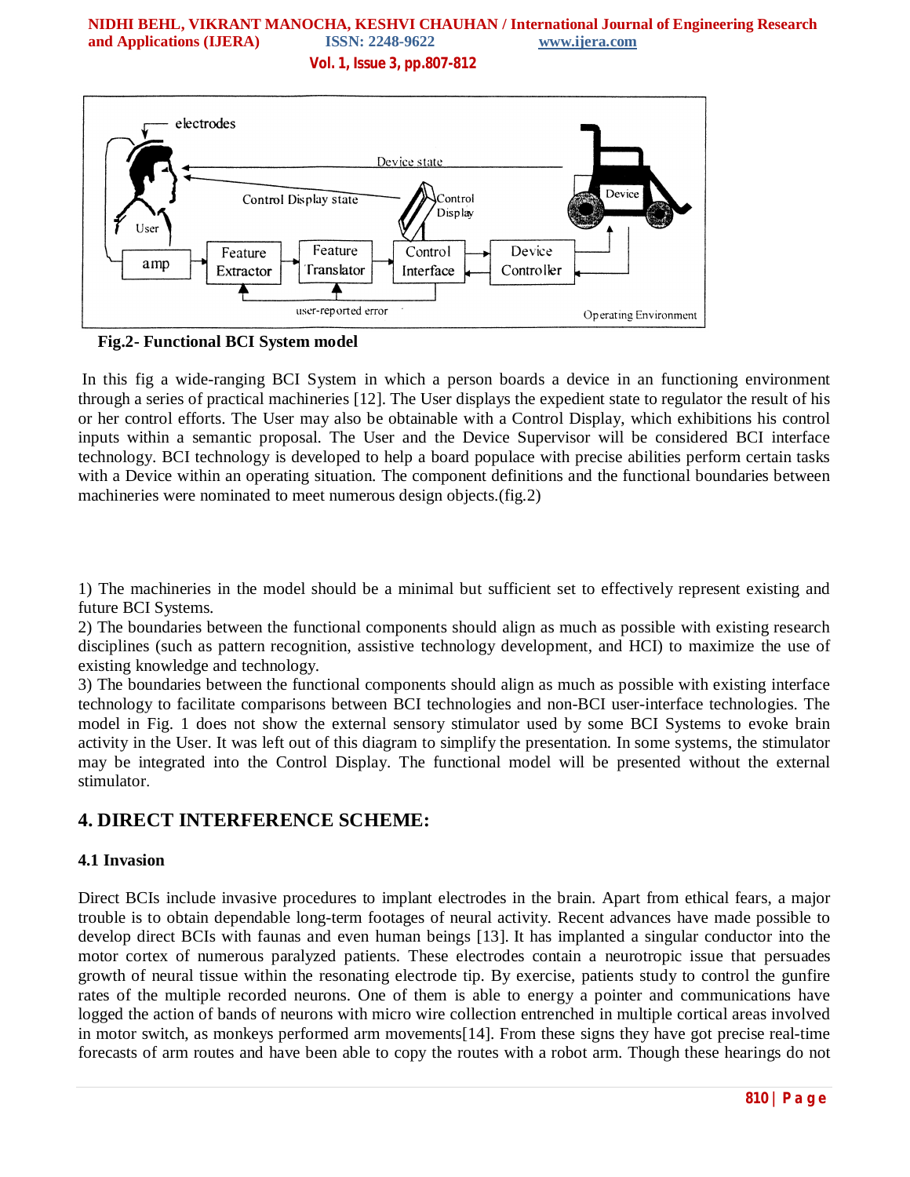Fig.2- Functional BCI System model

In this fig a wide-ranging BCI System in which a person boards a device in an functioning environment through a series of practical machineries [12]. The User displays the expedient state to regulator the result of his or her control efforts. The User may also be obtainable with a Control Display, which exhibitions his control inputs within a semantic proposal. The User and the Device Supervisor will be considered BCI interface technology. BCI technology is developed to help a board populace with precise abilities perform certain tasks with a Device within an operating situation. The component definitions and the functional boundaries between machineries were nominated to meet numerous design objects.(fig.2)

1) The machineries in the model should be a minimal but sufficient set to effectively represent existing and future BCI Systems.
2) The boundaries between the functional components should align as much as possible with existing research disciplines (such as pattern recognition, assistive technology development, and HCI) to maximize the use of existing knowledge and technology.
3) The boundaries between the functional components should align as much as possible with existing interface technology to facilitate comparisons between BCI technologies and non-BCI user-interface technologies. The model in Fig. 1 does not show the external sensory stimulator used by some BCI Systems to evoke brain activity in the User. It was left out of this diagram to simplify the presentation. In some systems, the stimulator may be integrated into the Control Display. The functional model will be presented without the external stimulator.

## 4. DIRECT INTERFERENCE SCHEME:

### 4.1 Invasion

Direct BCIs include invasive procedures to implant electrodes in the brain. Apart from ethical fears, a major trouble is to obtain dependable long-term footages of neural activity. Recent advances have made possible to develop direct BCIs with faunas and even human beings [13]. It has implanted a singular conductor into the motor cortex of numerous paralyzed patients. These electrodes contain a neurotropic issue that persuades growth of neural tissue within the resonating electrode tip. By exercise, patients study to control the gunfire rates of the multiple recorded neurons. One of them is able to energy a pointer and communications have logged the action of bands of neurons with micro wire collection entrenched in multiple cortical areas involved in motor switch, as monkeys performed arm movements[14]. From these signs they have got precise real-time forecasts of arm routes and have been able to copy the routes with a robot arm. Though these hearings do not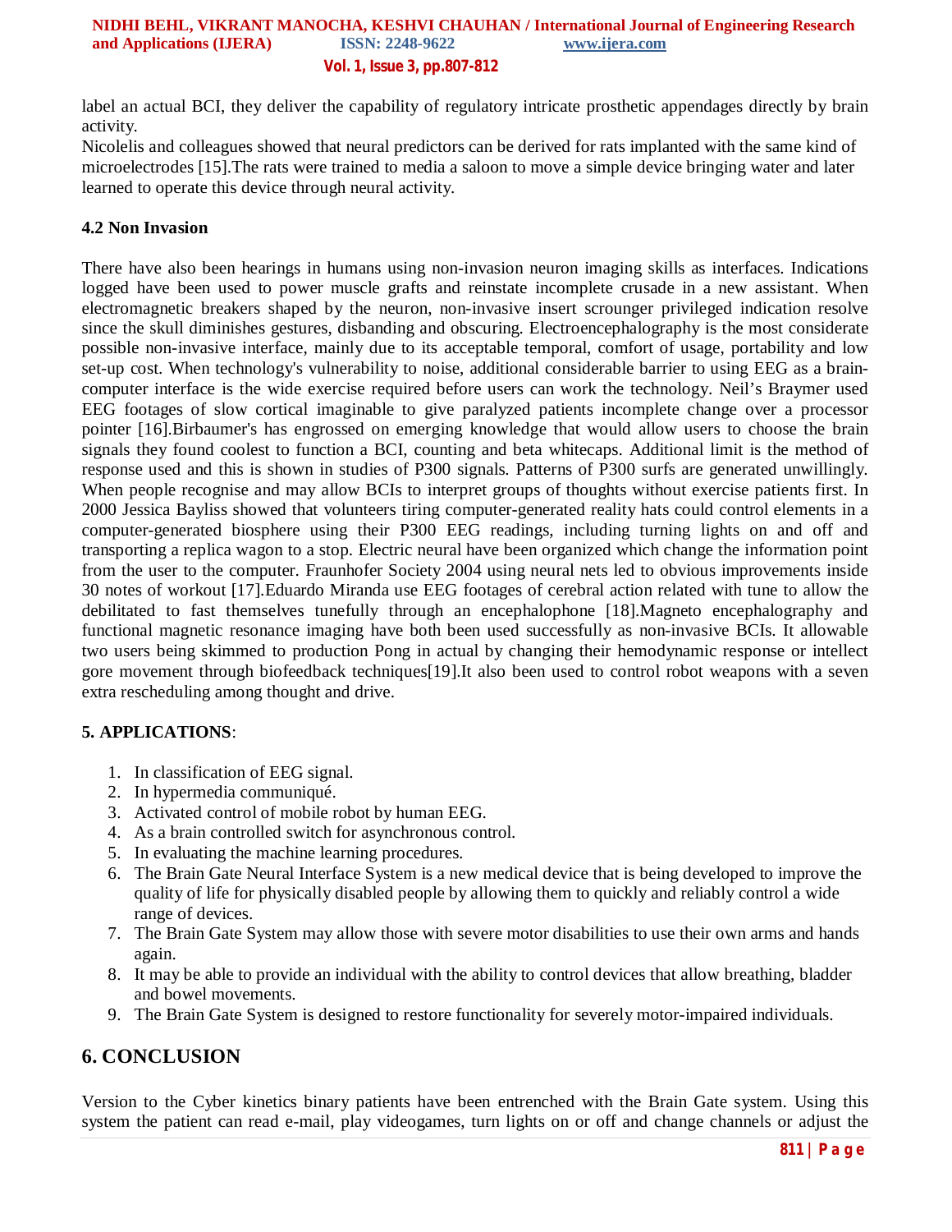label an actual BCI, they deliver the capability of regulatory intricate prosthetic appendages directly by brain activity.
Nicolelis and colleagues showed that neural predictors can be derived for rats implanted with the same kind of microelectrodes [15].The rats were trained to media a saloon to move a simple device bringing water and later learned to operate this device through neural activity.

### 4.2 Non Invasion

There have also been hearings in humans using non-invasion neuron imaging skills as interfaces. Indications logged have been used to power muscle grafts and reinstate incomplete crusade in a new assistant. When electromagnetic breakers shaped by the neuron, non-invasive insert scrounger privileged indication resolve since the skull diminishes gestures, disbanding and obscuring. Electroencephalography is the most considerate possible non-invasive interface, mainly due to its acceptable temporal, comfort of usage, portability and low set-up cost. When technology's vulnerability to noise, additional considerable barrier to using EEG as a brain-computer interface is the wide exercise required before users can work the technology. Neil's Braymer used EEG footages of slow cortical imaginable to give paralyzed patients incomplete change over a processor pointer [16].Birbaumer's has engrossed on emerging knowledge that would allow users to choose the brain signals they found coolest to function a BCI, counting and beta whitecaps. Additional limit is the method of response used and this is shown in studies of P300 signals. Patterns of P300 surfs are generated unwillingly. When people recognise and may allow BCIs to interpret groups of thoughts without exercise patients first. In 2000 Jessica Bayliss showed that volunteers tiring computer-generated reality hats could control elements in a computer-generated biosphere using their P300 EEG readings, including turning lights on and off and transporting a replica wagon to a stop. Electric neural have been organized which change the information point from the user to the computer. Fraunhofer Society 2004 using neural nets led to obvious improvements inside 30 notes of workout [17].Eduardo Miranda use EEG footages of cerebral action related with tune to allow the debilitated to fast themselves tunefully through an encephalophone [18].Magneto encephalography and functional magnetic resonance imaging have both been used successfully as non-invasive BCIs. It allowable two users being skimmed to production Pong in actual by changing their hemodynamic response or intellect gore movement through biofeedback techniques[19].It also been used to control robot weapons with a seven extra rescheduling among thought and drive.

## 5. APPLICATIONS:

1. In classification of EEG signal.
2. In hypermedia communiqué.
3. Activated control of mobile robot by human EEG.
4. As a brain controlled switch for asynchronous control.
5. In evaluating the machine learning procedures.
6. The Brain Gate Neural Interface System is a new medical device that is being developed to improve the quality of life for physically disabled people by allowing them to quickly and reliably control a wide range of devices.
7. The Brain Gate System may allow those with severe motor disabilities to use their own arms and hands again.
8. It may be able to provide an individual with the ability to control devices that allow breathing, bladder and bowel movements.
9. The Brain Gate System is designed to restore functionality for severely motor-impaired individuals.

## 6. CONCLUSION

Version to the Cyber kinetics binary patients have been entrenched with the Brain Gate system. Using this system the patient can read e-mail, play videogames, turn lights on or off and change channels or adjust the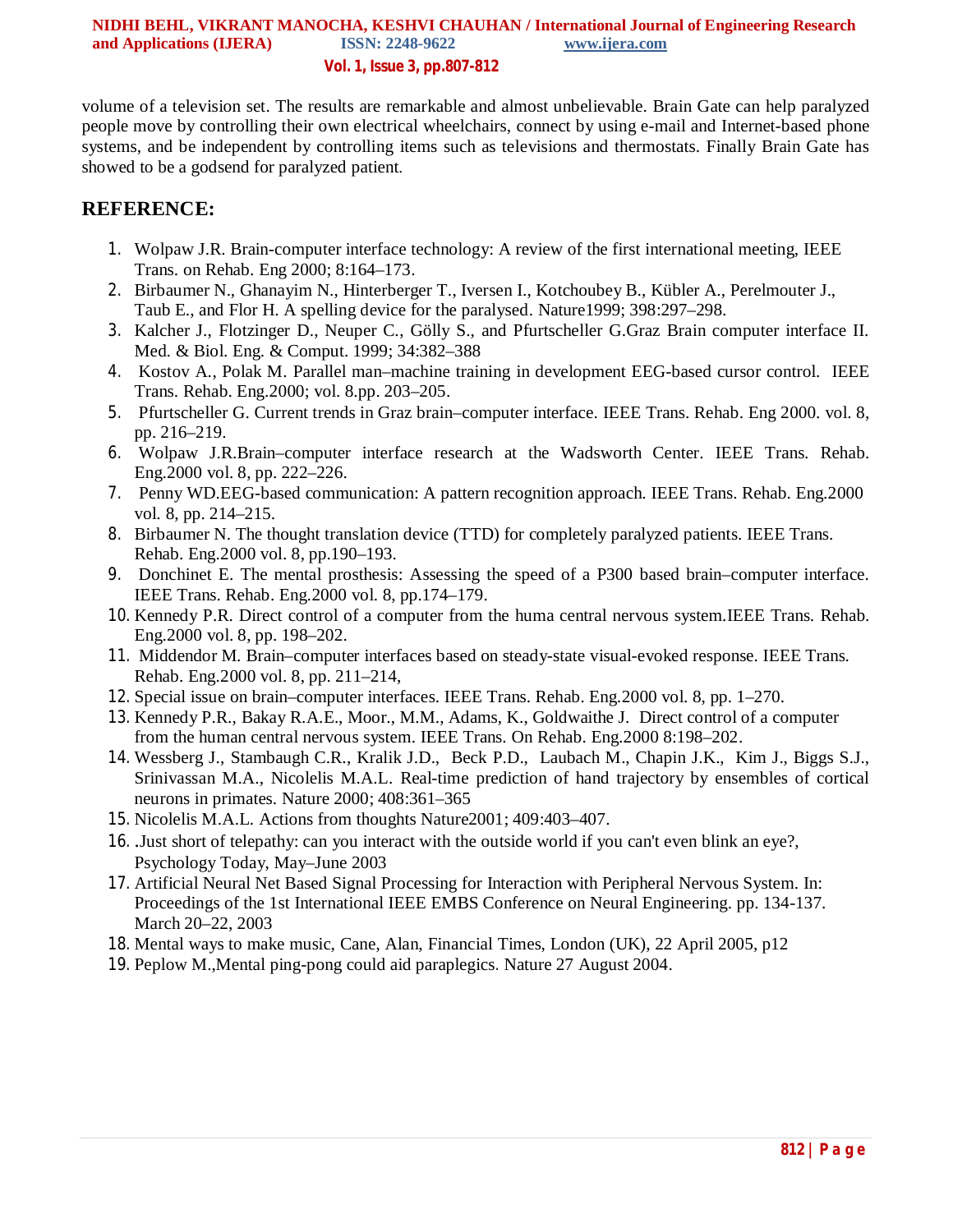volume of a television set. The results are remarkable and almost unbelievable. Brain Gate can help paralyzed people move by controlling their own electrical wheelchairs, connect by using e-mail and Internet-based phone systems, and be independent by controlling items such as televisions and thermostats. Finally Brain Gate has showed to be a godsend for paralyzed patient.

## REFERENCE:

1. Wolpaw J.R. Brain-computer interface technology: A review of the first international meeting, IEEE Trans. on Rehab. Eng 2000; 8:164–173.
2. Birbaumer N., Ghanayim N., Hinterberger T., Iversen I., Kotchoubey B., Kübler A., Perelmouter J., Taub E., and Flor H. A spelling device for the paralysed. Nature1999; 398:297–298.
3. Kalcher J., Flotzinger D., Neuper C., Gölly S., and Pfurtscheller G.Graz Brain computer interface II. Med. & Biol. Eng. & Comput. 1999; 34:382–388
4. Kostov A., Polak M. Parallel man–machine training in development EEG-based cursor control. IEEE Trans. Rehab. Eng.2000; vol. 8.pp. 203–205.
5. Pfurtscheller G. Current trends in Graz brain–computer interface. IEEE Trans. Rehab. Eng 2000. vol. 8, pp. 216–219.
6. Wolpaw J.R.Brain–computer interface research at the Wadsworth Center. IEEE Trans. Rehab. Eng.2000 vol. 8, pp. 222–226.
7. Penny WD.EEG-based communication: A pattern recognition approach. IEEE Trans. Rehab. Eng.2000 vol. 8, pp. 214–215.
8. Birbaumer N. The thought translation device (TTD) for completely paralyzed patients. IEEE Trans. Rehab. Eng.2000 vol. 8, pp.190–193.
9. Donchinet E. The mental prosthesis: Assessing the speed of a P300 based brain–computer interface. IEEE Trans. Rehab. Eng.2000 vol. 8, pp.174–179.
10. Kennedy P.R. Direct control of a computer from the huma central nervous system.IEEE Trans. Rehab. Eng.2000 vol. 8, pp. 198–202.
11. Middendor M. Brain–computer interfaces based on steady-state visual-evoked response. IEEE Trans. Rehab. Eng.2000 vol. 8, pp. 211–214,
12. Special issue on brain–computer interfaces. IEEE Trans. Rehab. Eng.2000 vol. 8, pp. 1–270.
13. Kennedy P.R., Bakay R.A.E., Moor., M.M., Adams, K., Goldwaithe J. Direct control of a computer from the human central nervous system. IEEE Trans. On Rehab. Eng.2000 8:198–202.
14. Wessberg J., Stambaugh C.R., Kralik J.D., Beck P.D., Laubach M., Chapin J.K., Kim J., Biggs S.J., Srinivassan M.A., Nicolelis M.A.L. Real-time prediction of hand trajectory by ensembles of cortical neurons in primates. Nature 2000; 408:361–365
15. Nicolelis M.A.L. Actions from thoughts Nature2001; 409:403–407.
16. .Just short of telepathy: can you interact with the outside world if you can't even blink an eye?, Psychology Today, May–June 2003
17. Artificial Neural Net Based Signal Processing for Interaction with Peripheral Nervous System. In: Proceedings of the 1st International IEEE EMBS Conference on Neural Engineering. pp. 134-137. March 20–22, 2003
18. Mental ways to make music, Cane, Alan, Financial Times, London (UK), 22 April 2005, p12
19. Peplow M.,Mental ping-pong could aid paraplegics. Nature 27 August 2004.